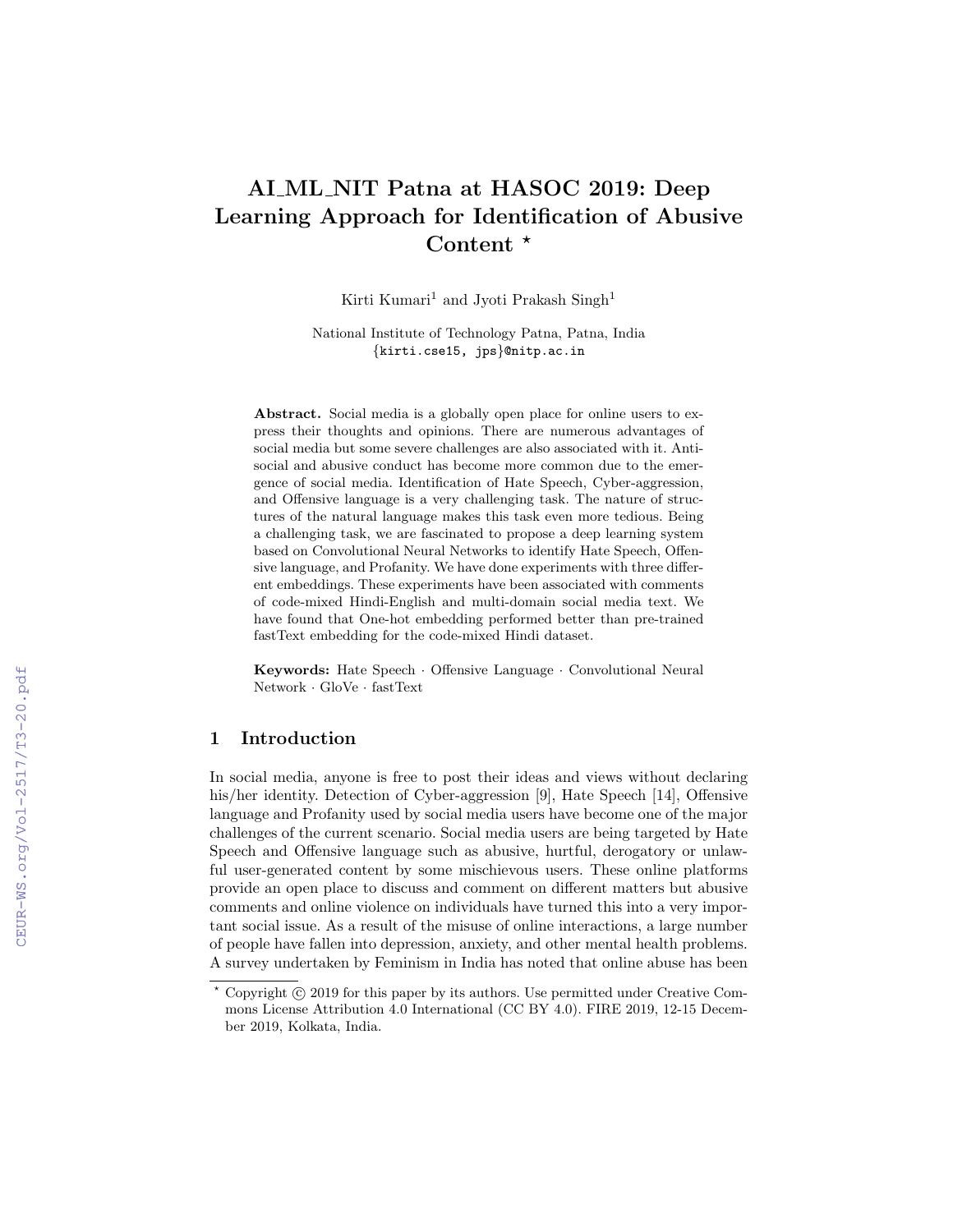# AI_ML_NIT Patna at HASOC 2019: Deep Learning Approach for Identification of Abusive Content *

Kirti Kumari[1] and Jyoti Prakash Singh[1]

National Institute of Technology Patna, Patna, India
{kirti.cse15, jps}@nitp.ac.in

**Abstract.** Social media is a globally open place for online users to express their thoughts and opinions. There are numerous advantages of social media but some severe challenges are also associated with it. Anti-social and abusive conduct has become more common due to the emergence of social media. Identification of Hate Speech, Cyber-aggression, and Offensive language is a very challenging task. The nature of structures of the natural language makes this task even more tedious. Being a challenging task, we are fascinated to propose a deep learning system based on Convolutional Neural Networks to identify Hate Speech, Offensive language, and Profanity. We have done experiments with three different embeddings. These experiments have been associated with comments of code-mixed Hindi-English and multi-domain social media text. We have found that One-hot embedding performed better than pre-trained fastText embedding for the code-mixed Hindi dataset.

**Keywords:** Hate Speech · Offensive Language · Convolutional Neural Network · GloVe · fastText

## 1 Introduction

In social media, anyone is free to post their ideas and views without declaring his/her identity. Detection of Cyber-aggression [9], Hate Speech [14], Offensive language and Profanity used by social media users have become one of the major challenges of the current scenario. Social media users are being targeted by Hate Speech and Offensive language such as abusive, hurtful, derogatory or unlawful user-generated content by some mischievous users. These online platforms provide an open place to discuss and comment on different matters but abusive comments and online violence on individuals have turned this into a very important social issue. As a result of the misuse of online interactions, a large number of people have fallen into depression, anxiety, and other mental health problems. A survey undertaken by Feminism in India has noted that online abuse has been

* Copyright © 2019 for this paper by its authors. Use permitted under Creative Commons License Attribution 4.0 International (CC BY 4.0). FIRE 2019, 12-15 December 2019, Kolkata, India.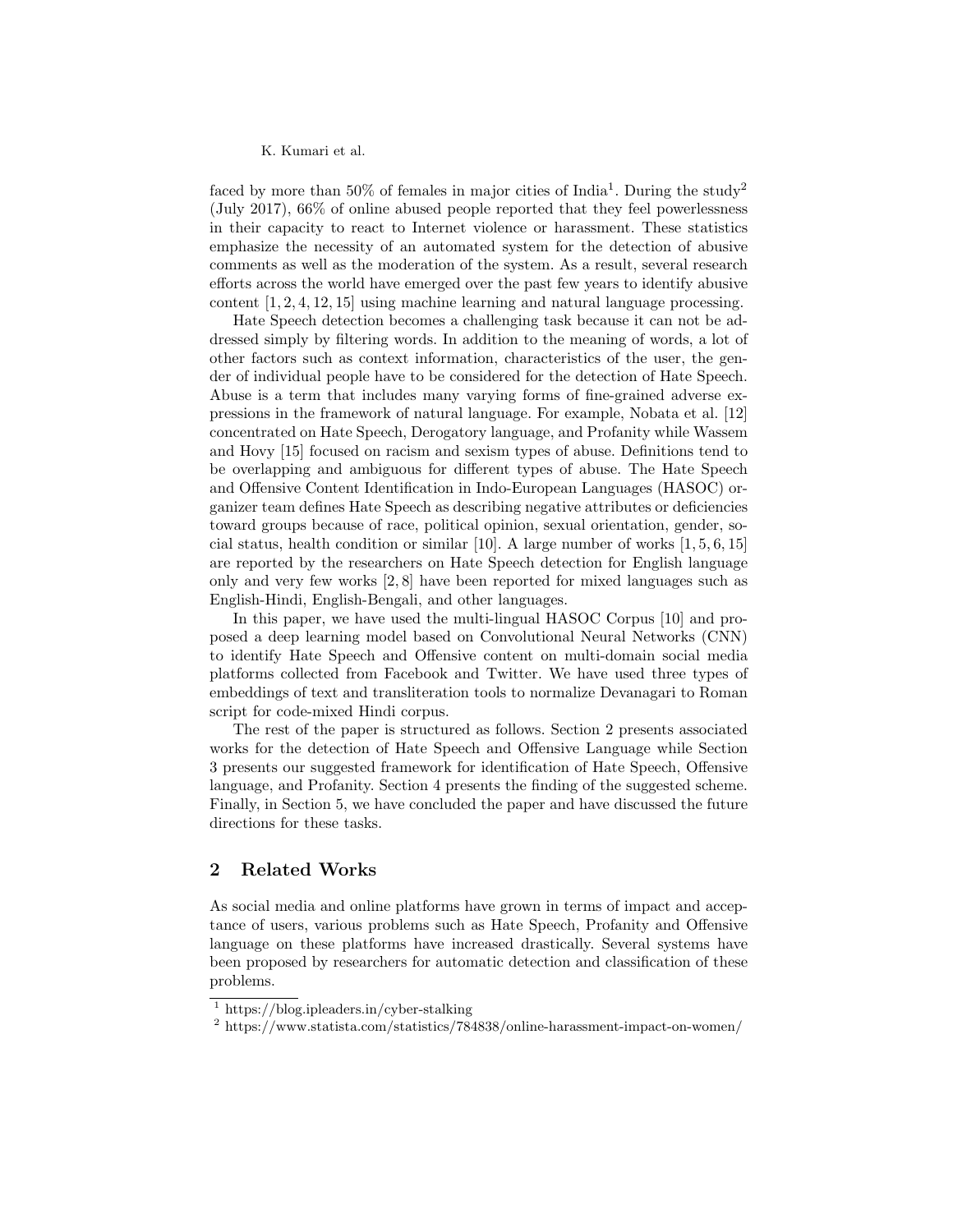faced by more than 50% of females in major cities of India[1]. During the study[2] (July 2017), 66% of online abused people reported that they feel powerlessness in their capacity to react to Internet violence or harassment. These statistics emphasize the necessity of an automated system for the detection of abusive comments as well as the moderation of the system. As a result, several research efforts across the world have emerged over the past few years to identify abusive content [1, 2, 4, 12, 15] using machine learning and natural language processing.

Hate Speech detection becomes a challenging task because it can not be addressed simply by filtering words. In addition to the meaning of words, a lot of other factors such as context information, characteristics of the user, the gender of individual people have to be considered for the detection of Hate Speech. Abuse is a term that includes many varying forms of fine-grained adverse expressions in the framework of natural language. For example, Nobata et al. [12] concentrated on Hate Speech, Derogatory language, and Profanity while Wassem and Hovy [15] focused on racism and sexism types of abuse. Definitions tend to be overlapping and ambiguous for different types of abuse. The Hate Speech and Offensive Content Identification in Indo-European Languages (HASOC) organizer team defines Hate Speech as describing negative attributes or deficiencies toward groups because of race, political opinion, sexual orientation, gender, social status, health condition or similar [10]. A large number of works [1, 5, 6, 15] are reported by the researchers on Hate Speech detection for English language only and very few works [2, 8] have been reported for mixed languages such as English-Hindi, English-Bengali, and other languages.

In this paper, we have used the multi-lingual HASOC Corpus [10] and proposed a deep learning model based on Convolutional Neural Networks (CNN) to identify Hate Speech and Offensive content on multi-domain social media platforms collected from Facebook and Twitter. We have used three types of embeddings of text and transliteration tools to normalize Devanagari to Roman script for code-mixed Hindi corpus.

The rest of the paper is structured as follows. Section 2 presents associated works for the detection of Hate Speech and Offensive Language while Section 3 presents our suggested framework for identification of Hate Speech, Offensive language, and Profanity. Section 4 presents the finding of the suggested scheme. Finally, in Section 5, we have concluded the paper and have discussed the future directions for these tasks.

## 2 Related Works

As social media and online platforms have grown in terms of impact and acceptance of users, various problems such as Hate Speech, Profanity and Offensive language on these platforms have increased drastically. Several systems have been proposed by researchers for automatic detection and classification of these problems.

[1] https://blog.ipleaders.in/cyber-stalking

[2] https://www.statista.com/statistics/784838/online-harassment-impact-on-women/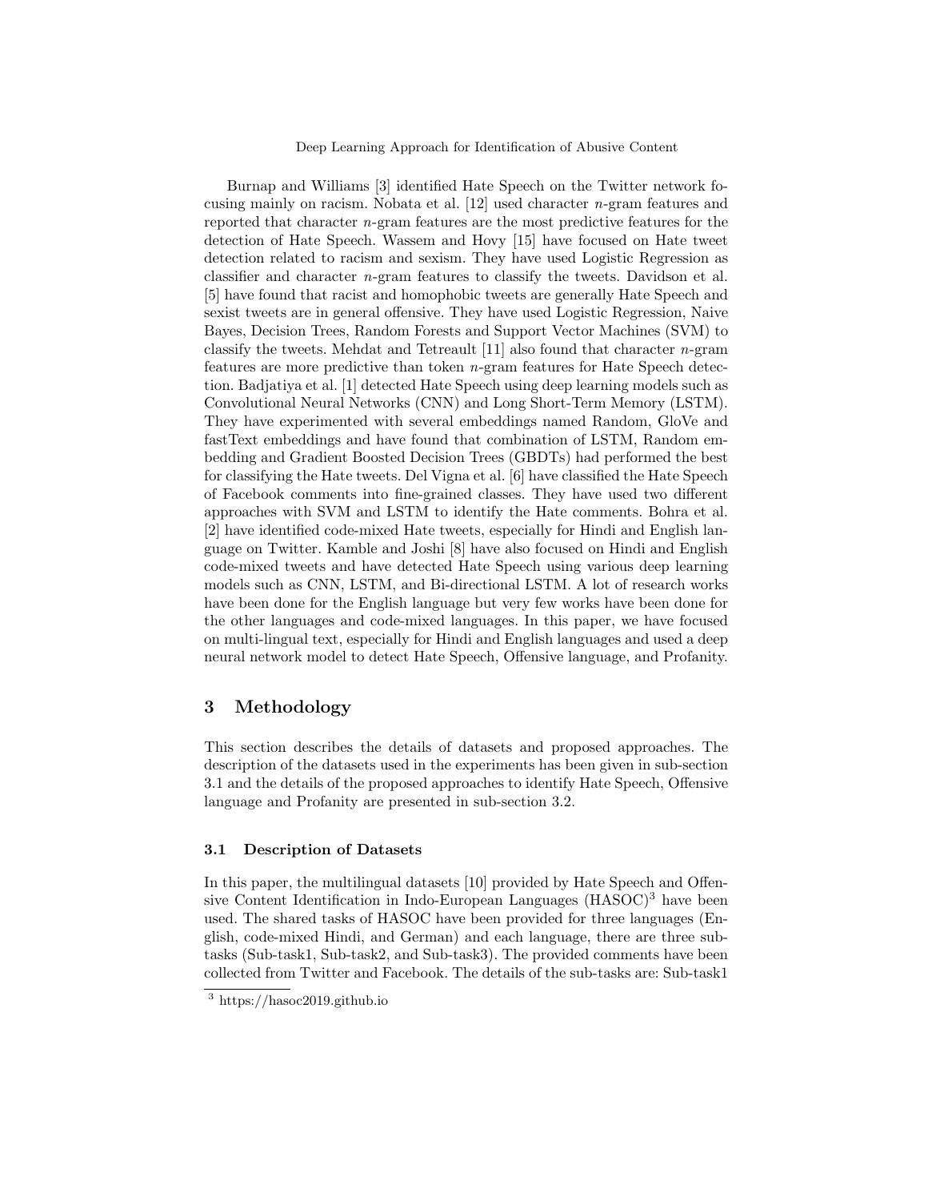Burnap and Williams [3] identified Hate Speech on the Twitter network focusing mainly on racism. Nobata et al. [12] used character $n$-gram features and reported that character $n$-gram features are the most predictive features for the detection of Hate Speech. Wassem and Hovy [15] have focused on Hate tweet detection related to racism and sexism. They have used Logistic Regression as classifier and character $n$-gram features to classify the tweets. Davidson et al. [5] have found that racist and homophobic tweets are generally Hate Speech and sexist tweets are in general offensive. They have used Logistic Regression, Naive Bayes, Decision Trees, Random Forests and Support Vector Machines (SVM) to classify the tweets. Mehdat and Tetreault [11] also found that character $n$-gram features are more predictive than token $n$-gram features for Hate Speech detection. Badjatiya et al. [1] detected Hate Speech using deep learning models such as Convolutional Neural Networks (CNN) and Long Short-Term Memory (LSTM). They have experimented with several embeddings named Random, GloVe and fastText embeddings and have found that combination of LSTM, Random embedding and Gradient Boosted Decision Trees (GBDTs) had performed the best for classifying the Hate tweets. Del Vigna et al. [6] have classified the Hate Speech of Facebook comments into fine-grained classes. They have used two different approaches with SVM and LSTM to identify the Hate comments. Bohra et al. [2] have identified code-mixed Hate tweets, especially for Hindi and English language on Twitter. Kamble and Joshi [8] have also focused on Hindi and English code-mixed tweets and have detected Hate Speech using various deep learning models such as CNN, LSTM, and Bi-directional LSTM. A lot of research works have been done for the English language but very few works have been done for the other languages and code-mixed languages. In this paper, we have focused on multi-lingual text, especially for Hindi and English languages and used a deep neural network model to detect Hate Speech, Offensive language, and Profanity.

## 3 Methodology

This section describes the details of datasets and proposed approaches. The description of the datasets used in the experiments has been given in sub-section 3.1 and the details of the proposed approaches to identify Hate Speech, Offensive language and Profanity are presented in sub-section 3.2.

### 3.1 Description of Datasets

In this paper, the multilingual datasets [10] provided by Hate Speech and Offensive Content Identification in Indo-European Languages (HASOC)[3] have been used. The shared tasks of HASOC have been provided for three languages (English, code-mixed Hindi, and German) and each language, there are three subtasks (Sub-task1, Sub-task2, and Sub-task3). The provided comments have been collected from Twitter and Facebook. The details of the sub-tasks are: Sub-task1

[3] https://hasoc2019.github.io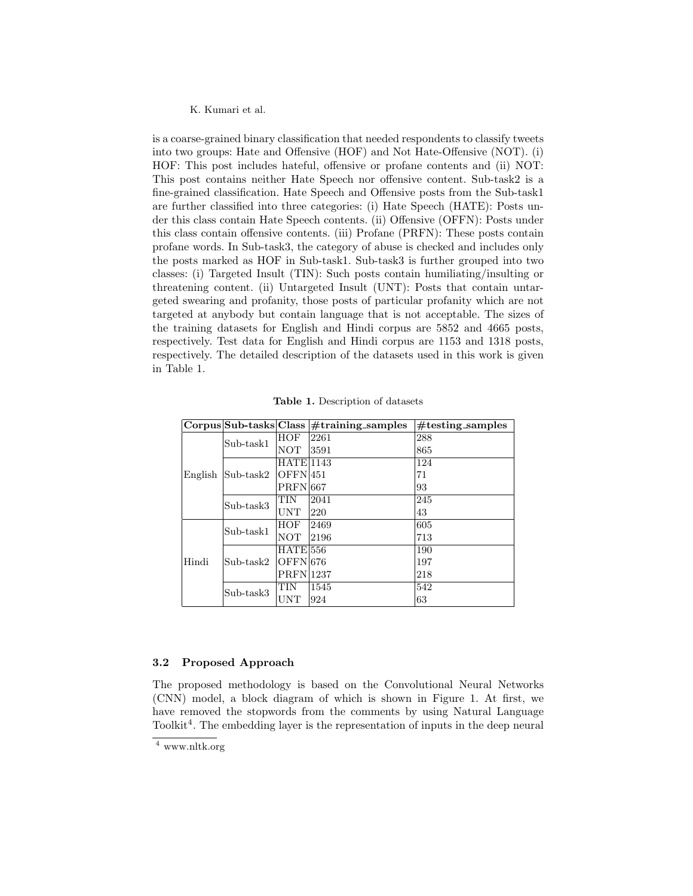is a coarse-grained binary classification that needed respondents to classify tweets into two groups: Hate and Offensive (HOF) and Not Hate-Offensive (NOT). (i) HOF: This post includes hateful, offensive or profane contents and (ii) NOT: This post contains neither Hate Speech nor offensive content. Sub-task2 is a fine-grained classification. Hate Speech and Offensive posts from the Sub-task1 are further classified into three categories: (i) Hate Speech (HATE): Posts under this class contain Hate Speech contents. (ii) Offensive (OFFN): Posts under this class contain offensive contents. (iii) Profane (PRFN): These posts contain profane words. In Sub-task3, the category of abuse is checked and includes only the posts marked as HOF in Sub-task1. Sub-task3 is further grouped into two classes: (i) Targeted Insult (TIN): Such posts contain humiliating/insulting or threatening content. (ii) Untargeted Insult (UNT): Posts that contain untargeted swearing and profanity, those posts of particular profanity which are not targeted at anybody but contain language that is not acceptable. The sizes of the training datasets for English and Hindi corpus are 5852 and 4665 posts, respectively. Test data for English and Hindi corpus are 1153 and 1318 posts, respectively. The detailed description of the datasets used in this work is given in Table 1.

**Table 1.** Description of datasets

| Corpus | Sub-tasks | Class | #training_samples | #testing_samples |
|---|---|---|---|---|
| English | Sub-task1 | HOF | 2261 | 288 |
| | | NOT | 3591 | 865 |
| | Sub-task2 | HATE | 1143 | 124 |
| | | OFFN | 451 | 71 |
| | | PRFN | 667 | 93 |
| | Sub-task3 | TIN | 2041 | 245 |
| | | UNT | 220 | 43 |
| Hindi | Sub-task1 | HOF | 2469 | 605 |
| | | NOT | 2196 | 713 |
| | Sub-task2 | HATE | 556 | 190 |
| | | OFFN | 676 | 197 |
| | | PRFN | 1237 | 218 |
| | Sub-task3 | TIN | 1545 | 542 |
| | | UNT | 924 | 63 |

### 3.2 Proposed Approach

The proposed methodology is based on the Convolutional Neural Networks (CNN) model, a block diagram of which is shown in Figure 1. At first, we have removed the stopwords from the comments by using Natural Language Toolkit[4]. The embedding layer is the representation of inputs in the deep neural

[4] www.nltk.org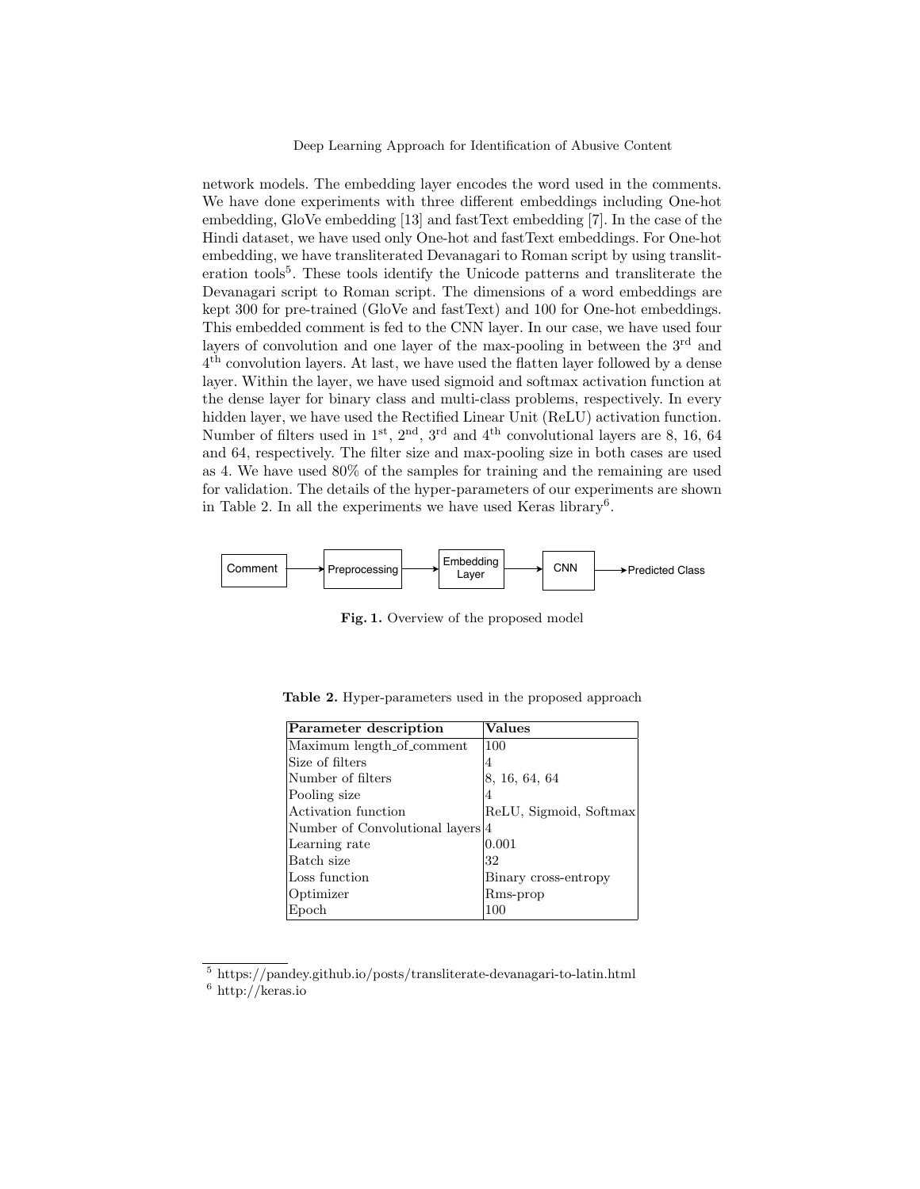network models. The embedding layer encodes the word used in the comments. We have done experiments with three different embeddings including One-hot embedding, GloVe embedding [13] and fastText embedding [7]. In the case of the Hindi dataset, we have used only One-hot and fastText embeddings. For One-hot embedding, we have transliterated Devanagari to Roman script by using transliteration tools[5]. These tools identify the Unicode patterns and transliterate the Devanagari script to Roman script. The dimensions of a word embeddings are kept 300 for pre-trained (GloVe and fastText) and 100 for One-hot embeddings. This embedded comment is fed to the CNN layer. In our case, we have used four layers of convolution and one layer of the max-pooling in between the 3rd and 4th convolution layers. At last, we have used the flatten layer followed by a dense layer. Within the layer, we have used sigmoid and softmax activation function at the dense layer for binary class and multi-class problems, respectively. In every hidden layer, we have used the Rectified Linear Unit (ReLU) activation function. Number of filters used in 1st, 2nd, 3rd and 4th convolutional layers are 8, 16, 64 and 64, respectively. The filter size and max-pooling size in both cases are used as 4. We have used 80% of the samples for training and the remaining are used for validation. The details of the hyper-parameters of our experiments are shown in Table 2. In all the experiments we have used Keras library[6].

Comment → Preprocessing → Embedding Layer → CNN → Predicted Class

**Fig. 1.** Overview of the proposed model

**Table 2.** Hyper-parameters used in the proposed approach

| Parameter description | Values |
|---|---|
| Maximum length_of_comment | 100 |
| Size of filters | 4 |
| Number of filters | 8, 16, 64, 64 |
| Pooling size | 4 |
| Activation function | ReLU, Sigmoid, Softmax |
| Number of Convolutional layers | 4 |
| Learning rate | 0.001 |
| Batch size | 32 |
| Loss function | Binary cross-entropy |
| Optimizer | Rms-prop |
| Epoch | 100 |

[5] https://pandey.github.io/posts/transliterate-devanagari-to-latin.html

[6] http://keras.io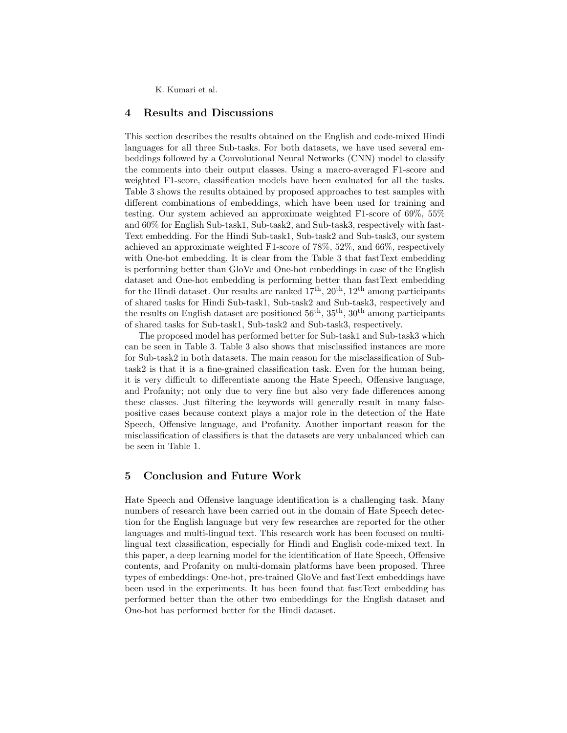## 4 Results and Discussions

This section describes the results obtained on the English and code-mixed Hindi languages for all three Sub-tasks. For both datasets, we have used several embeddings followed by a Convolutional Neural Networks (CNN) model to classify the comments into their output classes. Using a macro-averaged F1-score and weighted F1-score, classification models have been evaluated for all the tasks. Table 3 shows the results obtained by proposed approaches to test samples with different combinations of embeddings, which have been used for training and testing. Our system achieved an approximate weighted F1-score of 69%, 55% and 60% for English Sub-task1, Sub-task2, and Sub-task3, respectively with fastText embedding. For the Hindi Sub-task1, Sub-task2 and Sub-task3, our system achieved an approximate weighted F1-score of 78%, 52%, and 66%, respectively with One-hot embedding. It is clear from the Table 3 that fastText embedding is performing better than GloVe and One-hot embeddings in case of the English dataset and One-hot embedding is performing better than fastText embedding for the Hindi dataset. Our results are ranked 17$^{\text{th}}$, 20$^{\text{th}}$, 12$^{\text{th}}$ among participants of shared tasks for Hindi Sub-task1, Sub-task2 and Sub-task3, respectively and the results on English dataset are positioned 56$^{\text{th}}$, 35$^{\text{th}}$, 30$^{\text{th}}$ among participants of shared tasks for Sub-task1, Sub-task2 and Sub-task3, respectively.

The proposed model has performed better for Sub-task1 and Sub-task3 which can be seen in Table 3. Table 3 also shows that misclassified instances are more for Sub-task2 in both datasets. The main reason for the misclassification of Sub-task2 is that it is a fine-grained classification task. Even for the human being, it is very difficult to differentiate among the Hate Speech, Offensive language, and Profanity; not only due to very fine but also very fade differences among these classes. Just filtering the keywords will generally result in many false-positive cases because context plays a major role in the detection of the Hate Speech, Offensive language, and Profanity. Another important reason for the misclassification of classifiers is that the datasets are very unbalanced which can be seen in Table 1.

## 5 Conclusion and Future Work

Hate Speech and Offensive language identification is a challenging task. Many numbers of research have been carried out in the domain of Hate Speech detection for the English language but very few researches are reported for the other languages and multi-lingual text. This research work has been focused on multi-lingual text classification, especially for Hindi and English code-mixed text. In this paper, a deep learning model for the identification of Hate Speech, Offensive contents, and Profanity on multi-domain platforms have been proposed. Three types of embeddings: One-hot, pre-trained GloVe and fastText embeddings have been used in the experiments. It has been found that fastText embedding has performed better than the other two embeddings for the English dataset and One-hot has performed better for the Hindi dataset.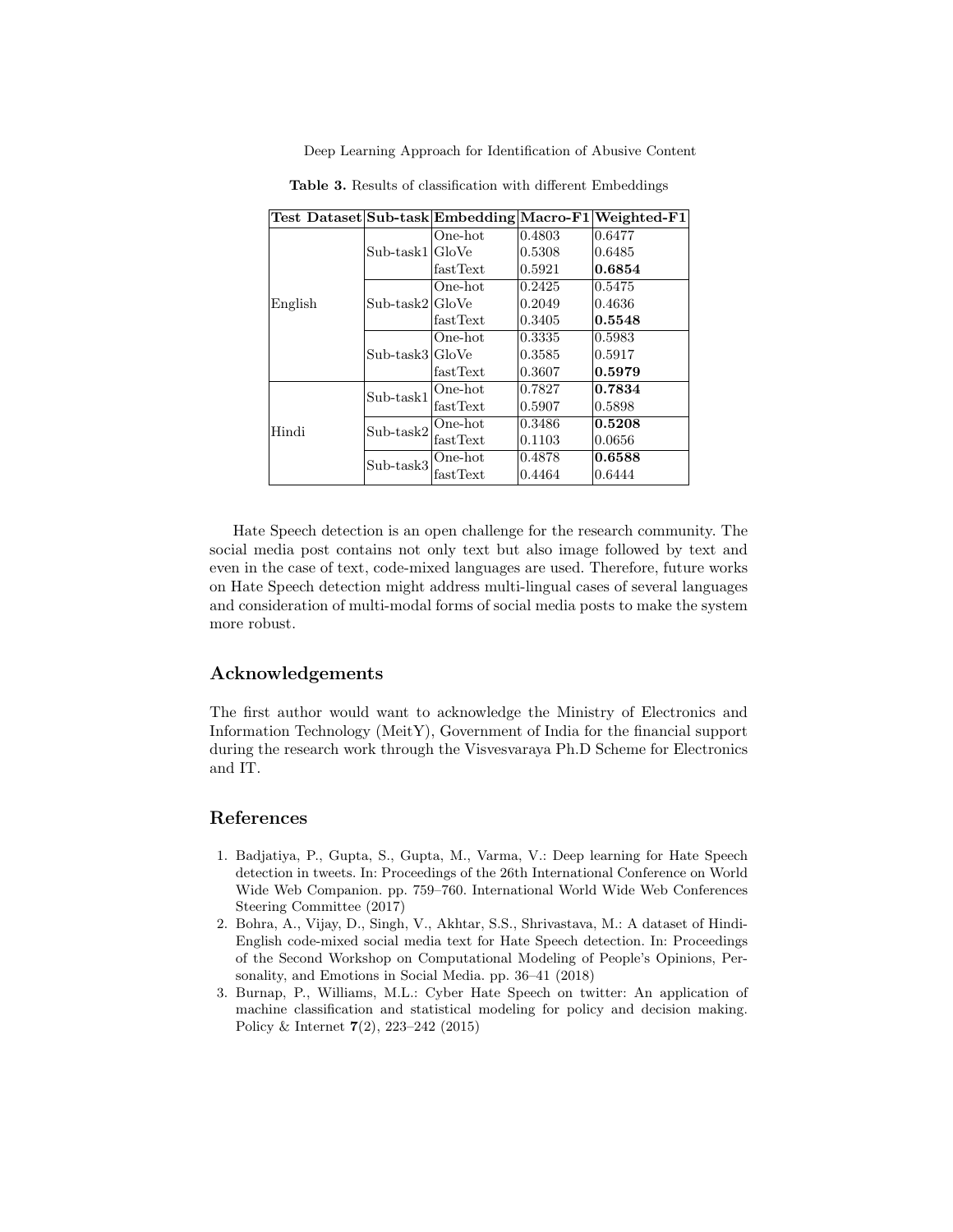**Table 3.** Results of classification with different Embeddings

| Test Dataset | Sub-task | Embedding | Macro-F1 | Weighted-F1 |
|---|---|---|---|---|
| English | Sub-task1 | One-hot | 0.4803 | 0.6477 |
| | | GloVe | 0.5308 | 0.6485 |
| | | fastText | 0.5921 | **0.6854** |
| | Sub-task2 | One-hot | 0.2425 | 0.5475 |
| | | GloVe | 0.2049 | 0.4636 |
| | | fastText | 0.3405 | **0.5548** |
| | Sub-task3 | One-hot | 0.3335 | 0.5983 |
| | | GloVe | 0.3585 | 0.5917 |
| | | fastText | 0.3607 | **0.5979** |
| Hindi | Sub-task1 | One-hot | 0.7827 | **0.7834** |
| | | fastText | 0.5907 | 0.5898 |
| | Sub-task2 | One-hot | 0.3486 | **0.5208** |
| | | fastText | 0.1103 | 0.0656 |
| | Sub-task3 | One-hot | 0.4878 | **0.6588** |
| | | fastText | 0.4464 | 0.6444 |

Hate Speech detection is an open challenge for the research community. The social media post contains not only text but also image followed by text and even in the case of text, code-mixed languages are used. Therefore, future works on Hate Speech detection might address multi-lingual cases of several languages and consideration of multi-modal forms of social media posts to make the system more robust.

## Acknowledgements

The first author would want to acknowledge the Ministry of Electronics and Information Technology (MeitY), Government of India for the financial support during the research work through the Visvesvaraya Ph.D Scheme for Electronics and IT.

## References

1. Badjatiya, P., Gupta, S., Gupta, M., Varma, V.: Deep learning for Hate Speech detection in tweets. In: Proceedings of the 26th International Conference on World Wide Web Companion. pp. 759–760. International World Wide Web Conferences Steering Committee (2017)
2. Bohra, A., Vijay, D., Singh, V., Akhtar, S.S., Shrivastava, M.: A dataset of Hindi-English code-mixed social media text for Hate Speech detection. In: Proceedings of the Second Workshop on Computational Modeling of People's Opinions, Personality, and Emotions in Social Media. pp. 36–41 (2018)
3. Burnap, P., Williams, M.L.: Cyber Hate Speech on twitter: An application of machine classification and statistical modeling for policy and decision making. Policy & Internet **7**(2), 223–242 (2015)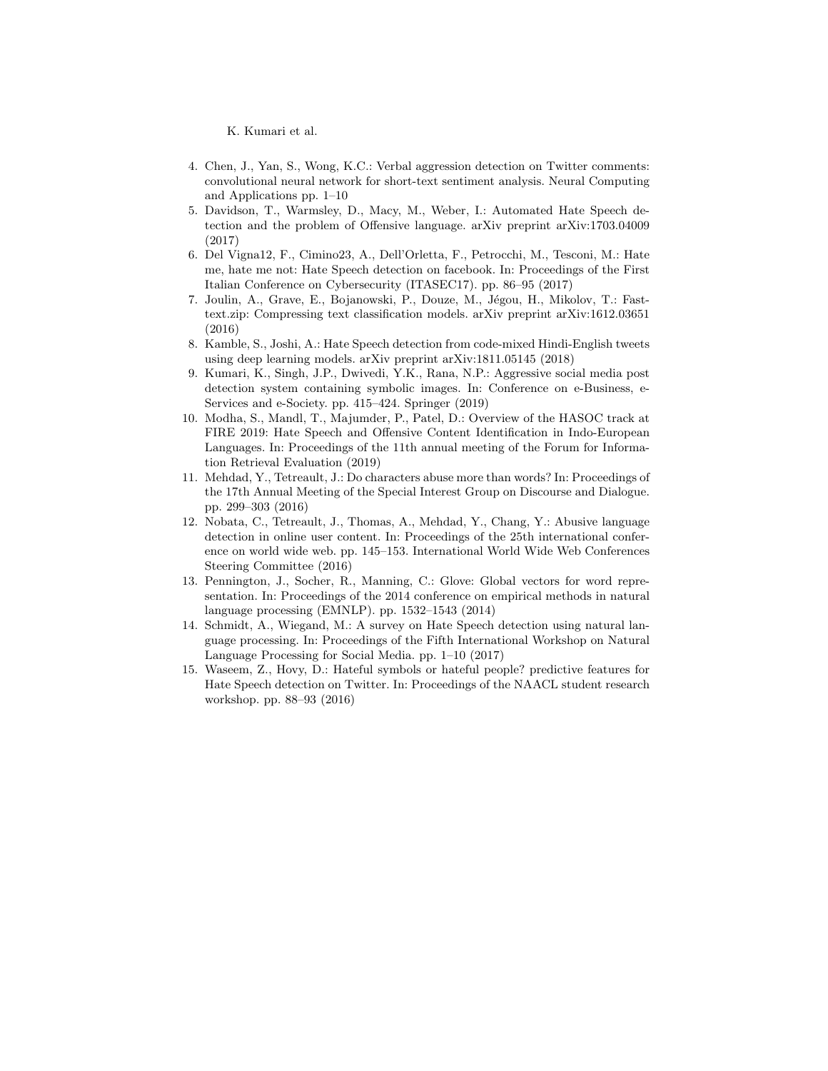4. Chen, J., Yan, S., Wong, K.C.: Verbal aggression detection on Twitter comments: convolutional neural network for short-text sentiment analysis. Neural Computing and Applications pp. 1–10
5. Davidson, T., Warmsley, D., Macy, M., Weber, I.: Automated Hate Speech detection and the problem of Offensive language. arXiv preprint arXiv:1703.04009 (2017)
6. Del Vigna12, F., Cimino23, A., Dell'Orletta, F., Petrocchi, M., Tesconi, M.: Hate me, hate me not: Hate Speech detection on facebook. In: Proceedings of the First Italian Conference on Cybersecurity (ITASEC17). pp. 86–95 (2017)
7. Joulin, A., Grave, E., Bojanowski, P., Douze, M., Jégou, H., Mikolov, T.: Fasttext.zip: Compressing text classification models. arXiv preprint arXiv:1612.03651 (2016)
8. Kamble, S., Joshi, A.: Hate Speech detection from code-mixed Hindi-English tweets using deep learning models. arXiv preprint arXiv:1811.05145 (2018)
9. Kumari, K., Singh, J.P., Dwivedi, Y.K., Rana, N.P.: Aggressive social media post detection system containing symbolic images. In: Conference on e-Business, e-Services and e-Society. pp. 415–424. Springer (2019)
10. Modha, S., Mandl, T., Majumder, P., Patel, D.: Overview of the HASOC track at FIRE 2019: Hate Speech and Offensive Content Identification in Indo-European Languages. In: Proceedings of the 11th annual meeting of the Forum for Information Retrieval Evaluation (2019)
11. Mehdad, Y., Tetreault, J.: Do characters abuse more than words? In: Proceedings of the 17th Annual Meeting of the Special Interest Group on Discourse and Dialogue. pp. 299–303 (2016)
12. Nobata, C., Tetreault, J., Thomas, A., Mehdad, Y., Chang, Y.: Abusive language detection in online user content. In: Proceedings of the 25th international conference on world wide web. pp. 145–153. International World Wide Web Conferences Steering Committee (2016)
13. Pennington, J., Socher, R., Manning, C.: Glove: Global vectors for word representation. In: Proceedings of the 2014 conference on empirical methods in natural language processing (EMNLP). pp. 1532–1543 (2014)
14. Schmidt, A., Wiegand, M.: A survey on Hate Speech detection using natural language processing. In: Proceedings of the Fifth International Workshop on Natural Language Processing for Social Media. pp. 1–10 (2017)
15. Waseem, Z., Hovy, D.: Hateful symbols or hateful people? predictive features for Hate Speech detection on Twitter. In: Proceedings of the NAACL student research workshop. pp. 88–93 (2016)